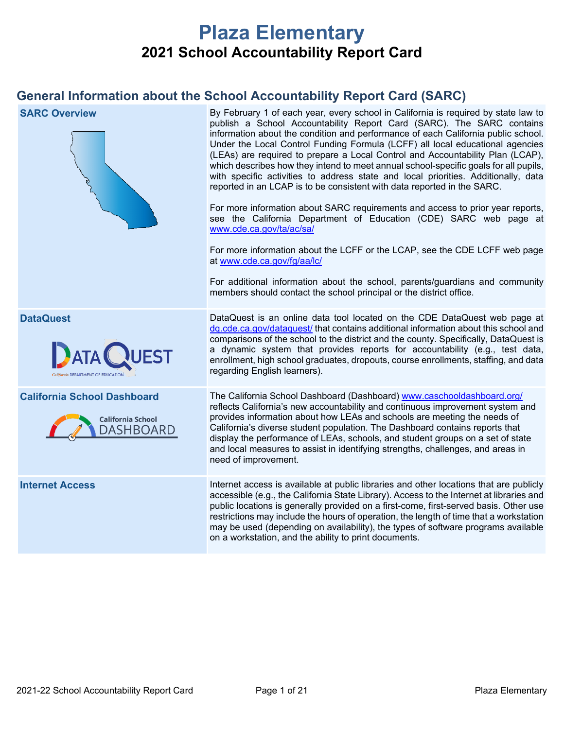# Plaza Elementary

## 2021 School Accountability Report Card

## General Information about the School Accountability Report Card (SARC)

| | |
|---|---|
| **SARC Overview** | By February 1 of each year, every school in California is required by state law to publish a School Accountability Report Card (SARC). The SARC contains information about the condition and performance of each California public school. Under the Local Control Funding Formula (LCFF) all local educational agencies (LEAs) are required to prepare a Local Control and Accountability Plan (LCAP), which describes how they intend to meet annual school-specific goals for all pupils, with specific activities to address state and local priorities. Additionally, data reported in an LCAP is to be consistent with data reported in the SARC.<br><br>For more information about SARC requirements and access to prior year reports, see the California Department of Education (CDE) SARC web page at www.cde.ca.gov/ta/ac/sa/<br><br>For more information about the LCFF or the LCAP, see the CDE LCFF web page at www.cde.ca.gov/fg/aa/lc/<br><br>For additional information about the school, parents/guardians and community members should contact the school principal or the district office. |
| **DataQuest** | DataQuest is an online data tool located on the CDE DataQuest web page at dq.cde.ca.gov/dataquest/ that contains additional information about this school and comparisons of the school to the district and the county. Specifically, DataQuest is a dynamic system that provides reports for accountability (e.g., test data, enrollment, high school graduates, dropouts, course enrollments, staffing, and data regarding English learners). |
| **California School Dashboard** | The California School Dashboard (Dashboard) www.caschooldashboard.org/ reflects California's new accountability and continuous improvement system and provides information about how LEAs and schools are meeting the needs of California's diverse student population. The Dashboard contains reports that display the performance of LEAs, schools, and student groups on a set of state and local measures to assist in identifying strengths, challenges, and areas in need of improvement. |
| **Internet Access** | Internet access is available at public libraries and other locations that are publicly accessible (e.g., the California State Library). Access to the Internet at libraries and public locations is generally provided on a first-come, first-served basis. Other use restrictions may include the hours of operation, the length of time that a workstation may be used (depending on availability), the types of software programs available on a workstation, and the ability to print documents. |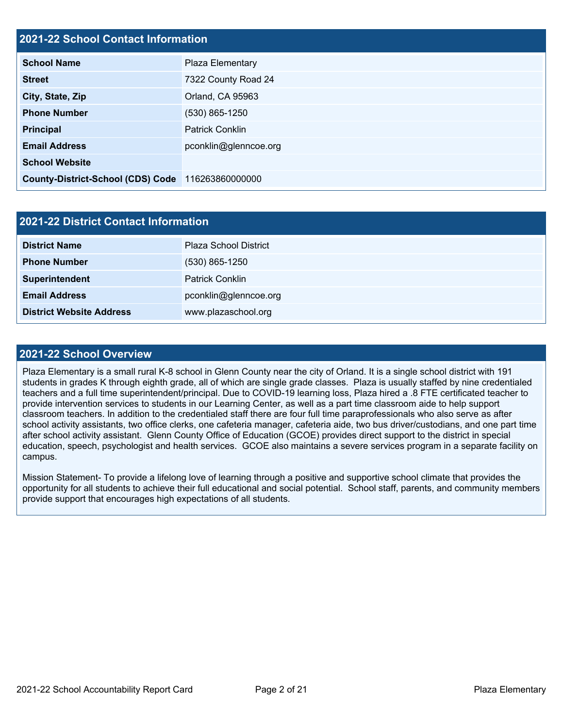## 2021-22 School Contact Information

| | |
|---|---|
| **School Name** | Plaza Elementary |
| **Street** | 7322 County Road 24 |
| **City, State, Zip** | Orland, CA 95963 |
| **Phone Number** | (530) 865-1250 |
| **Principal** | Patrick Conklin |
| **Email Address** | pconklin@glenncoe.org |
| **School Website** | |
| **County-District-School (CDS) Code** | 116263860000000 |

## 2021-22 District Contact Information

| | |
|---|---|
| **District Name** | Plaza School District |
| **Phone Number** | (530) 865-1250 |
| **Superintendent** | Patrick Conklin |
| **Email Address** | pconklin@glenncoe.org |
| **District Website Address** | www.plazaschool.org |

## 2021-22 School Overview

Plaza Elementary is a small rural K-8 school in Glenn County near the city of Orland. It is a single school district with 191 students in grades K through eighth grade, all of which are single grade classes. Plaza is usually staffed by nine credentialed teachers and a full time superintendent/principal. Due to COVID-19 learning loss, Plaza hired a .8 FTE certificated teacher to provide intervention services to students in our Learning Center, as well as a part time classroom aide to help support classroom teachers. In addition to the credentialed staff there are four full time paraprofessionals who also serve as after school activity assistants, two office clerks, one cafeteria manager, cafeteria aide, two bus driver/custodians, and one part time after school activity assistant. Glenn County Office of Education (GCOE) provides direct support to the district in special education, speech, psychologist and health services. GCOE also maintains a severe services program in a separate facility on campus.

Mission Statement- To provide a lifelong love of learning through a positive and supportive school climate that provides the opportunity for all students to achieve their full educational and social potential. School staff, parents, and community members provide support that encourages high expectations of all students.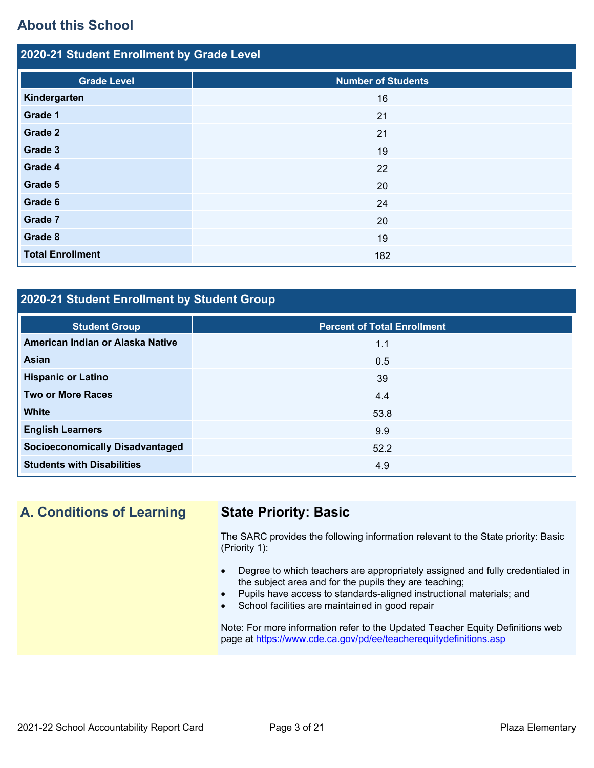## About this School

### 2020-21 Student Enrollment by Grade Level

| Grade Level | Number of Students |
|---|---|
| Kindergarten | 16 |
| Grade 1 | 21 |
| Grade 2 | 21 |
| Grade 3 | 19 |
| Grade 4 | 22 |
| Grade 5 | 20 |
| Grade 6 | 24 |
| Grade 7 | 20 |
| Grade 8 | 19 |
| Total Enrollment | 182 |

### 2020-21 Student Enrollment by Student Group

| Student Group | Percent of Total Enrollment |
|---|---|
| American Indian or Alaska Native | 1.1 |
| Asian | 0.5 |
| Hispanic or Latino | 39 |
| Two or More Races | 4.4 |
| White | 53.8 |
| English Learners | 9.9 |
| Socioeconomically Disadvantaged | 52.2 |
| Students with Disabilities | 4.9 |

## A. Conditions of Learning

### State Priority: Basic

The SARC provides the following information relevant to the State priority: Basic (Priority 1):

- Degree to which teachers are appropriately assigned and fully credentialed in the subject area and for the pupils they are teaching;
- Pupils have access to standards-aligned instructional materials; and
- School facilities are maintained in good repair

Note: For more information refer to the Updated Teacher Equity Definitions web page at https://www.cde.ca.gov/pd/ee/teacherequitydefinitions.asp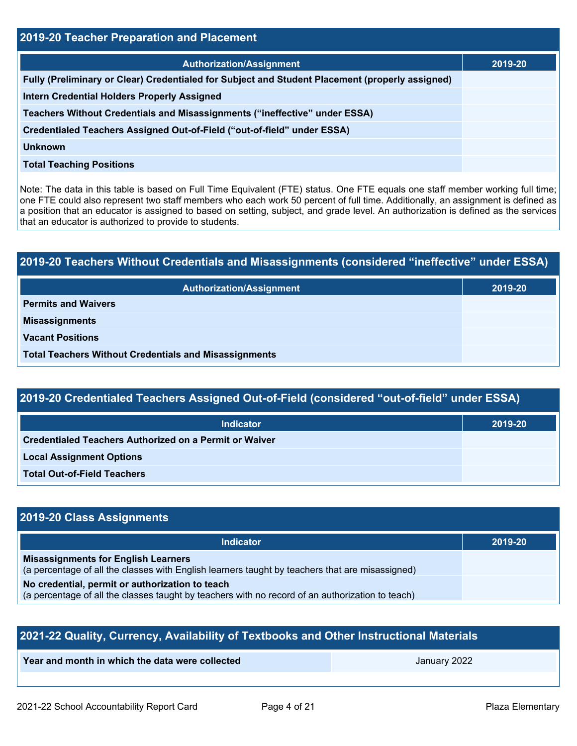## 2019-20 Teacher Preparation and Placement

| Authorization/Assignment | 2019-20 |
|---|---|
| Fully (Preliminary or Clear) Credentialed for Subject and Student Placement (properly assigned) | |
| Intern Credential Holders Properly Assigned | |
| Teachers Without Credentials and Misassignments ("ineffective" under ESSA) | |
| Credentialed Teachers Assigned Out-of-Field ("out-of-field" under ESSA) | |
| Unknown | |
| Total Teaching Positions | |

Note: The data in this table is based on Full Time Equivalent (FTE) status. One FTE equals one staff member working full time; one FTE could also represent two staff members who each work 50 percent of full time. Additionally, an assignment is defined as a position that an educator is assigned to based on setting, subject, and grade level. An authorization is defined as the services that an educator is authorized to provide to students.

## 2019-20 Teachers Without Credentials and Misassignments (considered "ineffective" under ESSA)

| Authorization/Assignment | 2019-20 |
|---|---|
| Permits and Waivers | |
| Misassignments | |
| Vacant Positions | |
| Total Teachers Without Credentials and Misassignments | |

## 2019-20 Credentialed Teachers Assigned Out-of-Field (considered "out-of-field" under ESSA)

| Indicator | 2019-20 |
|---|---|
| Credentialed Teachers Authorized on a Permit or Waiver | |
| Local Assignment Options | |
| Total Out-of-Field Teachers | |

## 2019-20 Class Assignments

| Indicator | 2019-20 |
|---|---|
| **Misassignments for English Learners** (a percentage of all the classes with English learners taught by teachers that are misassigned) | |
| **No credential, permit or authorization to teach** (a percentage of all the classes taught by teachers with no record of an authorization to teach) | |

## 2021-22 Quality, Currency, Availability of Textbooks and Other Instructional Materials

| Year and month in which the data were collected | January 2022 |
|---|---|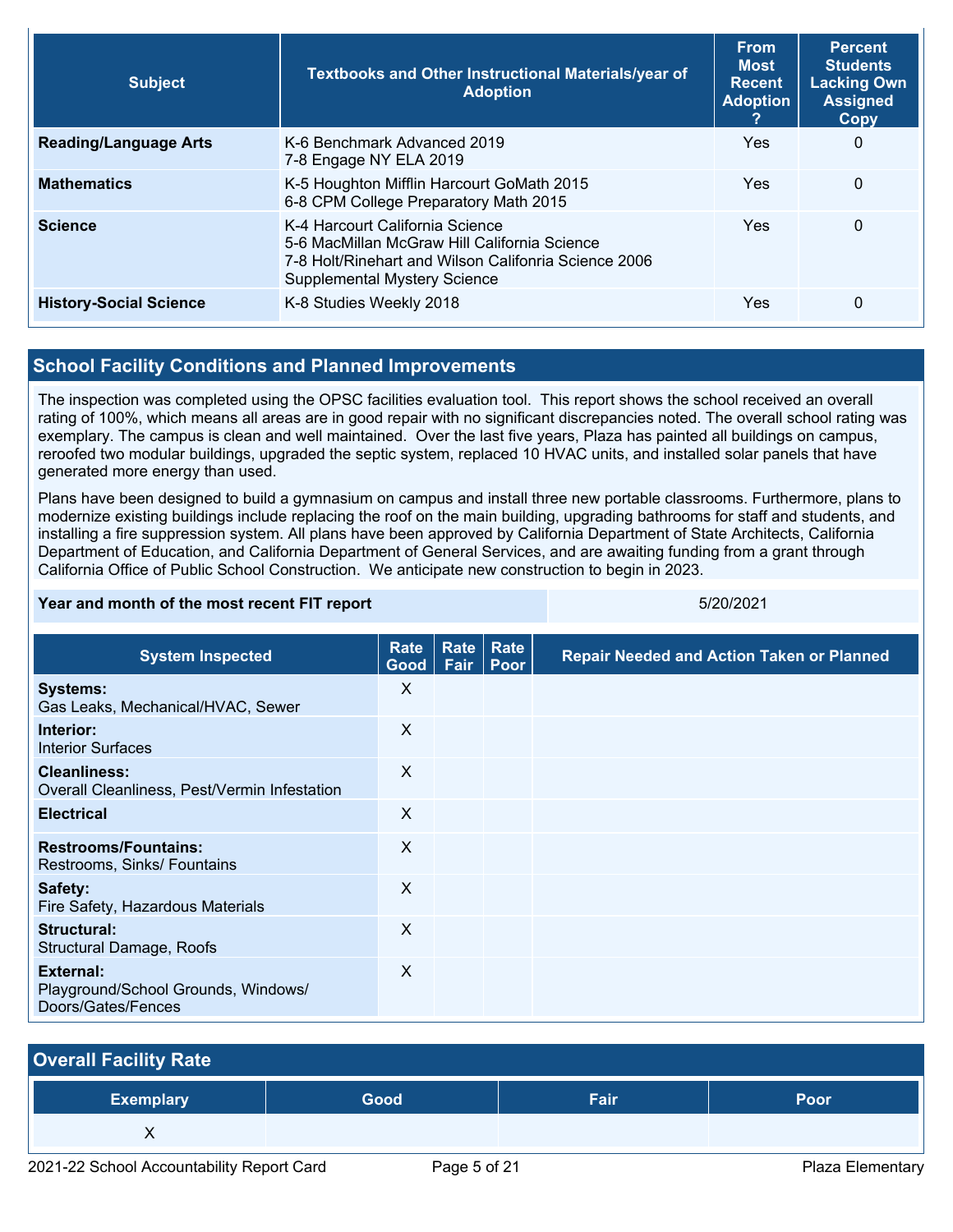| Subject | Textbooks and Other Instructional Materials/year of Adoption | From Most Recent Adoption ? | Percent Students Lacking Own Assigned Copy |
|---|---|---|---|
| **Reading/Language Arts** | K-6 Benchmark Advanced 2019<br>7-8 Engage NY ELA 2019 | Yes | 0 |
| **Mathematics** | K-5 Houghton Mifflin Harcourt GoMath 2015<br>6-8 CPM College Preparatory Math 2015 | Yes | 0 |
| **Science** | K-4 Harcourt California Science<br>5-6 MacMillan McGraw Hill California Science<br>7-8 Holt/Rinehart and Wilson Califonria Science 2006<br>Supplemental Mystery Science | Yes | 0 |
| **History-Social Science** | K-8 Studies Weekly 2018 | Yes | 0 |

## School Facility Conditions and Planned Improvements

The inspection was completed using the OPSC facilities evaluation tool. This report shows the school received an overall rating of 100%, which means all areas are in good repair with no significant discrepancies noted. The overall school rating was exemplary. The campus is clean and well maintained. Over the last five years, Plaza has painted all buildings on campus, reroofed two modular buildings, upgraded the septic system, replaced 10 HVAC units, and installed solar panels that have generated more energy than used.

Plans have been designed to build a gymnasium on campus and install three new portable classrooms. Furthermore, plans to modernize existing buildings include replacing the roof on the main building, upgrading bathrooms for staff and students, and installing a fire suppression system. All plans have been approved by California Department of State Architects, California Department of Education, and California Department of General Services, and are awaiting funding from a grant through California Office of Public School Construction. We anticipate new construction to begin in 2023.

| Year and month of the most recent FIT report | 5/20/2021 |
|---|---|

| System Inspected | Rate Good | Rate Fair | Rate Poor | Repair Needed and Action Taken or Planned |
|---|---|---|---|---|
| **Systems:**<br>Gas Leaks, Mechanical/HVAC, Sewer | X | | | |
| **Interior:**<br>Interior Surfaces | X | | | |
| **Cleanliness:**<br>Overall Cleanliness, Pest/Vermin Infestation | X | | | |
| **Electrical** | X | | | |
| **Restrooms/Fountains:**<br>Restrooms, Sinks/ Fountains | X | | | |
| **Safety:**<br>Fire Safety, Hazardous Materials | X | | | |
| **Structural:**<br>Structural Damage, Roofs | X | | | |
| **External:**<br>Playground/School Grounds, Windows/ Doors/Gates/Fences | X | | | |

## Overall Facility Rate

| Exemplary | Good | Fair | Poor |
|---|---|---|---|
| X | | | |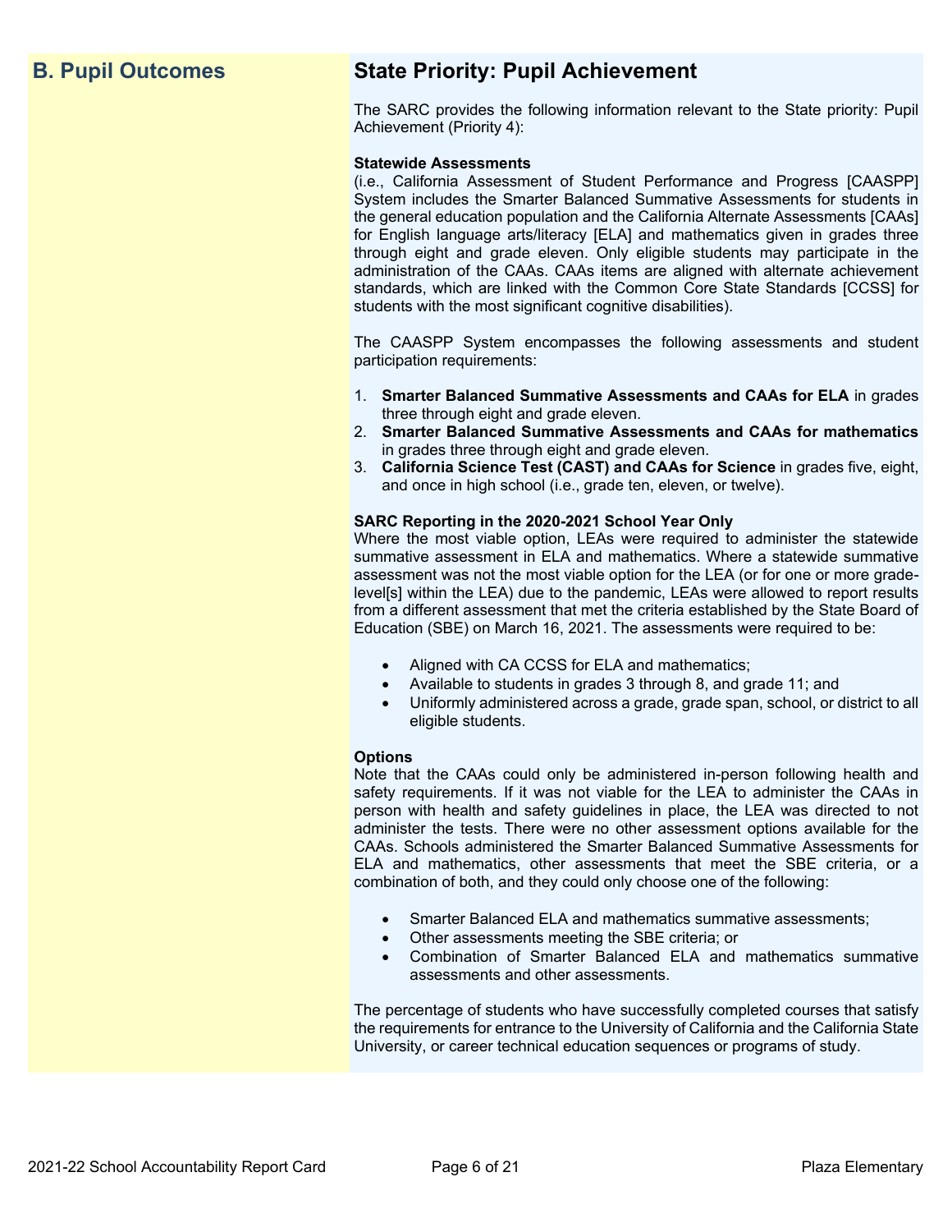## B. Pupil Outcomes

## State Priority: Pupil Achievement

The SARC provides the following information relevant to the State priority: Pupil Achievement (Priority 4):

**Statewide Assessments**
(i.e., California Assessment of Student Performance and Progress [CAASPP] System includes the Smarter Balanced Summative Assessments for students in the general education population and the California Alternate Assessments [CAAs] for English language arts/literacy [ELA] and mathematics given in grades three through eight and grade eleven. Only eligible students may participate in the administration of the CAAs. CAAs items are aligned with alternate achievement standards, which are linked with the Common Core State Standards [CCSS] for students with the most significant cognitive disabilities).

The CAASPP System encompasses the following assessments and student participation requirements:

1. **Smarter Balanced Summative Assessments and CAAs for ELA** in grades three through eight and grade eleven.
2. **Smarter Balanced Summative Assessments and CAAs for mathematics** in grades three through eight and grade eleven.
3. **California Science Test (CAST) and CAAs for Science** in grades five, eight, and once in high school (i.e., grade ten, eleven, or twelve).

**SARC Reporting in the 2020-2021 School Year Only**
Where the most viable option, LEAs were required to administer the statewide summative assessment in ELA and mathematics. Where a statewide summative assessment was not the most viable option for the LEA (or for one or more grade-level[s] within the LEA) due to the pandemic, LEAs were allowed to report results from a different assessment that met the criteria established by the State Board of Education (SBE) on March 16, 2021. The assessments were required to be:

- Aligned with CA CCSS for ELA and mathematics;
- Available to students in grades 3 through 8, and grade 11; and
- Uniformly administered across a grade, grade span, school, or district to all eligible students.

**Options**
Note that the CAAs could only be administered in-person following health and safety requirements. If it was not viable for the LEA to administer the CAAs in person with health and safety guidelines in place, the LEA was directed to not administer the tests. There were no other assessment options available for the CAAs. Schools administered the Smarter Balanced Summative Assessments for ELA and mathematics, other assessments that meet the SBE criteria, or a combination of both, and they could only choose one of the following:

- Smarter Balanced ELA and mathematics summative assessments;
- Other assessments meeting the SBE criteria; or
- Combination of Smarter Balanced ELA and mathematics summative assessments and other assessments.

The percentage of students who have successfully completed courses that satisfy the requirements for entrance to the University of California and the California State University, or career technical education sequences or programs of study.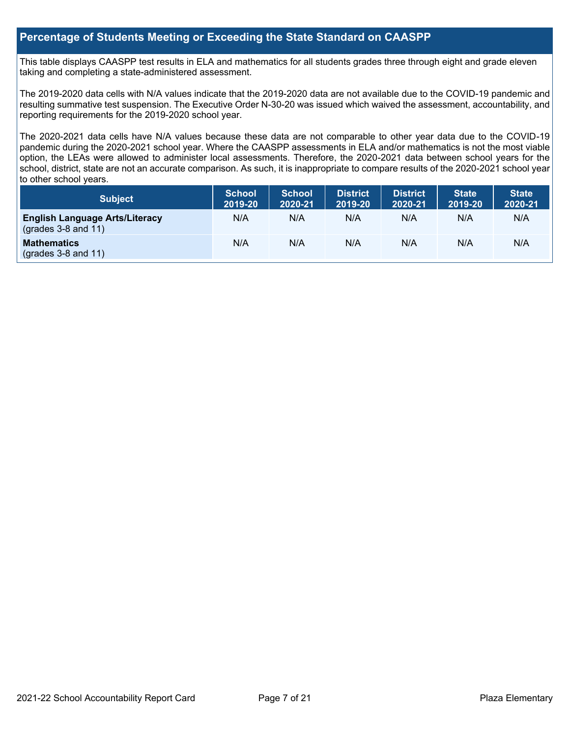## Percentage of Students Meeting or Exceeding the State Standard on CAASPP

This table displays CAASPP test results in ELA and mathematics for all students grades three through eight and grade eleven taking and completing a state-administered assessment.

The 2019-2020 data cells with N/A values indicate that the 2019-2020 data are not available due to the COVID-19 pandemic and resulting summative test suspension. The Executive Order N-30-20 was issued which waived the assessment, accountability, and reporting requirements for the 2019-2020 school year.

The 2020-2021 data cells have N/A values because these data are not comparable to other year data due to the COVID-19 pandemic during the 2020-2021 school year. Where the CAASPP assessments in ELA and/or mathematics is not the most viable option, the LEAs were allowed to administer local assessments. Therefore, the 2020-2021 data between school years for the school, district, state are not an accurate comparison. As such, it is inappropriate to compare results of the 2020-2021 school year to other school years.

| Subject | School 2019-20 | School 2020-21 | District 2019-20 | District 2020-21 | State 2019-20 | State 2020-21 |
|---|---|---|---|---|---|---|
| **English Language Arts/Literacy** (grades 3-8 and 11) | N/A | N/A | N/A | N/A | N/A | N/A |
| **Mathematics** (grades 3-8 and 11) | N/A | N/A | N/A | N/A | N/A | N/A |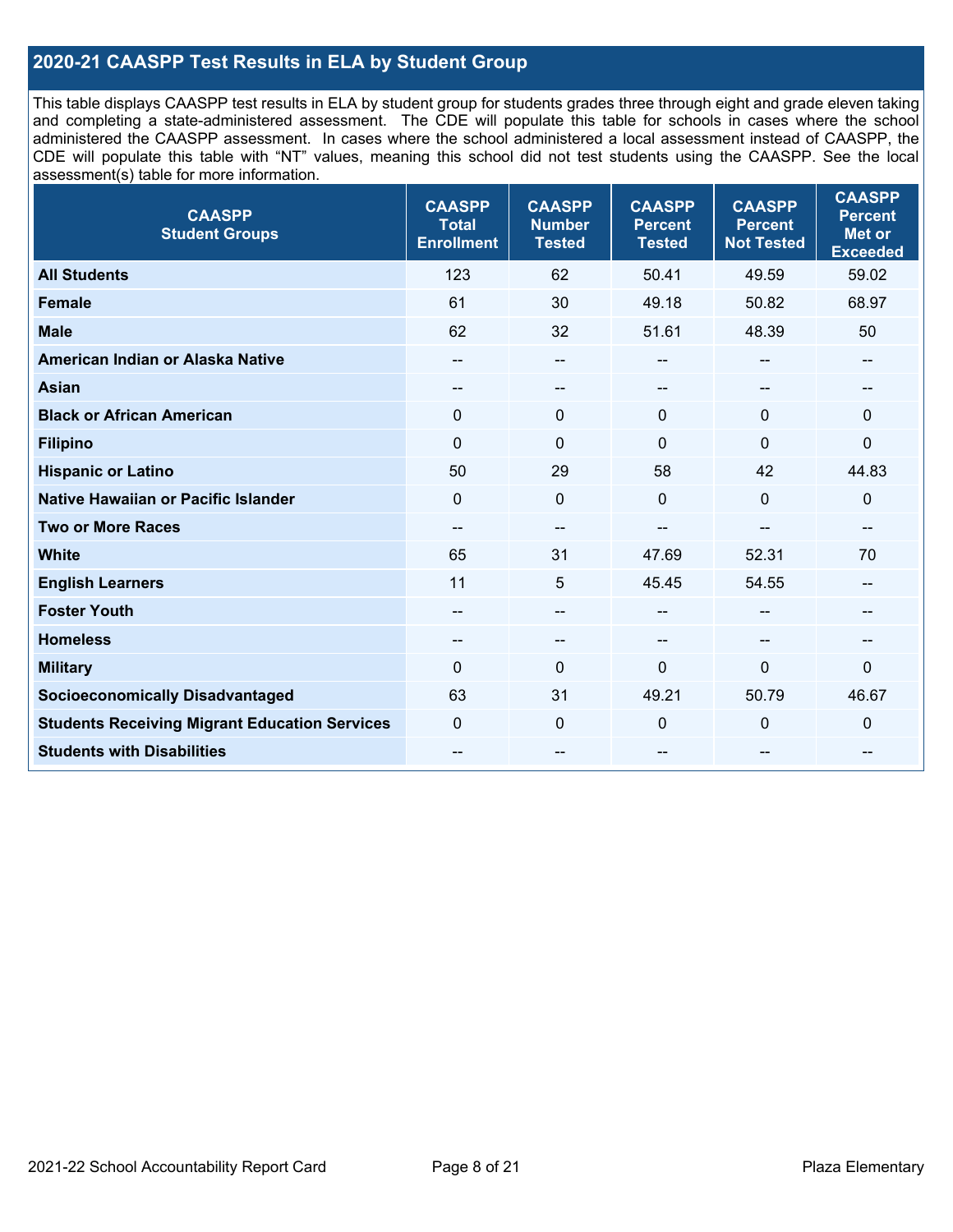## 2020-21 CAASPP Test Results in ELA by Student Group

This table displays CAASPP test results in ELA by student group for students grades three through eight and grade eleven taking and completing a state-administered assessment. The CDE will populate this table for schools in cases where the school administered the CAASPP assessment. In cases where the school administered a local assessment instead of CAASPP, the CDE will populate this table with "NT" values, meaning this school did not test students using the CAASPP. See the local assessment(s) table for more information.

| CAASPP Student Groups | CAASPP Total Enrollment | CAASPP Number Tested | CAASPP Percent Tested | CAASPP Percent Not Tested | CAASPP Percent Met or Exceeded |
|---|---|---|---|---|---|
| **All Students** | 123 | 62 | 50.41 | 49.59 | 59.02 |
| **Female** | 61 | 30 | 49.18 | 50.82 | 68.97 |
| **Male** | 62 | 32 | 51.61 | 48.39 | 50 |
| **American Indian or Alaska Native** | -- | -- | -- | -- | -- |
| **Asian** | -- | -- | -- | -- | -- |
| **Black or African American** | 0 | 0 | 0 | 0 | 0 |
| **Filipino** | 0 | 0 | 0 | 0 | 0 |
| **Hispanic or Latino** | 50 | 29 | 58 | 42 | 44.83 |
| **Native Hawaiian or Pacific Islander** | 0 | 0 | 0 | 0 | 0 |
| **Two or More Races** | -- | -- | -- | -- | -- |
| **White** | 65 | 31 | 47.69 | 52.31 | 70 |
| **English Learners** | 11 | 5 | 45.45 | 54.55 | -- |
| **Foster Youth** | -- | -- | -- | -- | -- |
| **Homeless** | -- | -- | -- | -- | -- |
| **Military** | 0 | 0 | 0 | 0 | 0 |
| **Socioeconomically Disadvantaged** | 63 | 31 | 49.21 | 50.79 | 46.67 |
| **Students Receiving Migrant Education Services** | 0 | 0 | 0 | 0 | 0 |
| **Students with Disabilities** | -- | -- | -- | -- | -- |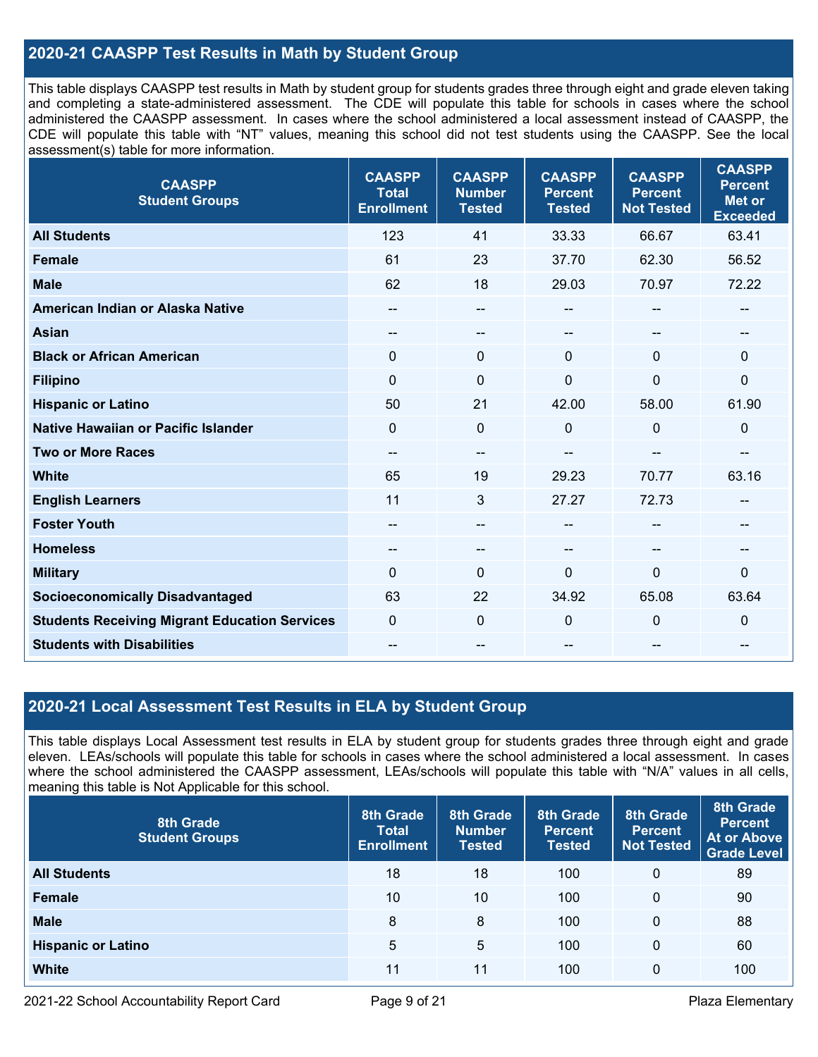## 2020-21 CAASPP Test Results in Math by Student Group

This table displays CAASPP test results in Math by student group for students grades three through eight and grade eleven taking and completing a state-administered assessment. The CDE will populate this table for schools in cases where the school administered the CAASPP assessment. In cases where the school administered a local assessment instead of CAASPP, the CDE will populate this table with "NT" values, meaning this school did not test students using the CAASPP. See the local assessment(s) table for more information.

| CAASPP Student Groups | CAASPP Total Enrollment | CAASPP Number Tested | CAASPP Percent Tested | CAASPP Percent Not Tested | CAASPP Percent Met or Exceeded |
|---|---|---|---|---|---|
| **All Students** | 123 | 41 | 33.33 | 66.67 | 63.41 |
| **Female** | 61 | 23 | 37.70 | 62.30 | 56.52 |
| **Male** | 62 | 18 | 29.03 | 70.97 | 72.22 |
| **American Indian or Alaska Native** | -- | -- | -- | -- | -- |
| **Asian** | -- | -- | -- | -- | -- |
| **Black or African American** | 0 | 0 | 0 | 0 | 0 |
| **Filipino** | 0 | 0 | 0 | 0 | 0 |
| **Hispanic or Latino** | 50 | 21 | 42.00 | 58.00 | 61.90 |
| **Native Hawaiian or Pacific Islander** | 0 | 0 | 0 | 0 | 0 |
| **Two or More Races** | -- | -- | -- | -- | -- |
| **White** | 65 | 19 | 29.23 | 70.77 | 63.16 |
| **English Learners** | 11 | 3 | 27.27 | 72.73 | -- |
| **Foster Youth** | -- | -- | -- | -- | -- |
| **Homeless** | -- | -- | -- | -- | -- |
| **Military** | 0 | 0 | 0 | 0 | 0 |
| **Socioeconomically Disadvantaged** | 63 | 22 | 34.92 | 65.08 | 63.64 |
| **Students Receiving Migrant Education Services** | 0 | 0 | 0 | 0 | 0 |
| **Students with Disabilities** | -- | -- | -- | -- | -- |

## 2020-21 Local Assessment Test Results in ELA by Student Group

This table displays Local Assessment test results in ELA by student group for students grades three through eight and grade eleven. LEAs/schools will populate this table for schools in cases where the school administered a local assessment. In cases where the school administered the CAASPP assessment, LEAs/schools will populate this table with "N/A" values in all cells, meaning this table is Not Applicable for this school.

| 8th Grade Student Groups | 8th Grade Total Enrollment | 8th Grade Number Tested | 8th Grade Percent Tested | 8th Grade Percent Not Tested | 8th Grade Percent At or Above Grade Level |
|---|---|---|---|---|---|
| **All Students** | 18 | 18 | 100 | 0 | 89 |
| **Female** | 10 | 10 | 100 | 0 | 90 |
| **Male** | 8 | 8 | 100 | 0 | 88 |
| **Hispanic or Latino** | 5 | 5 | 100 | 0 | 60 |
| **White** | 11 | 11 | 100 | 0 | 100 |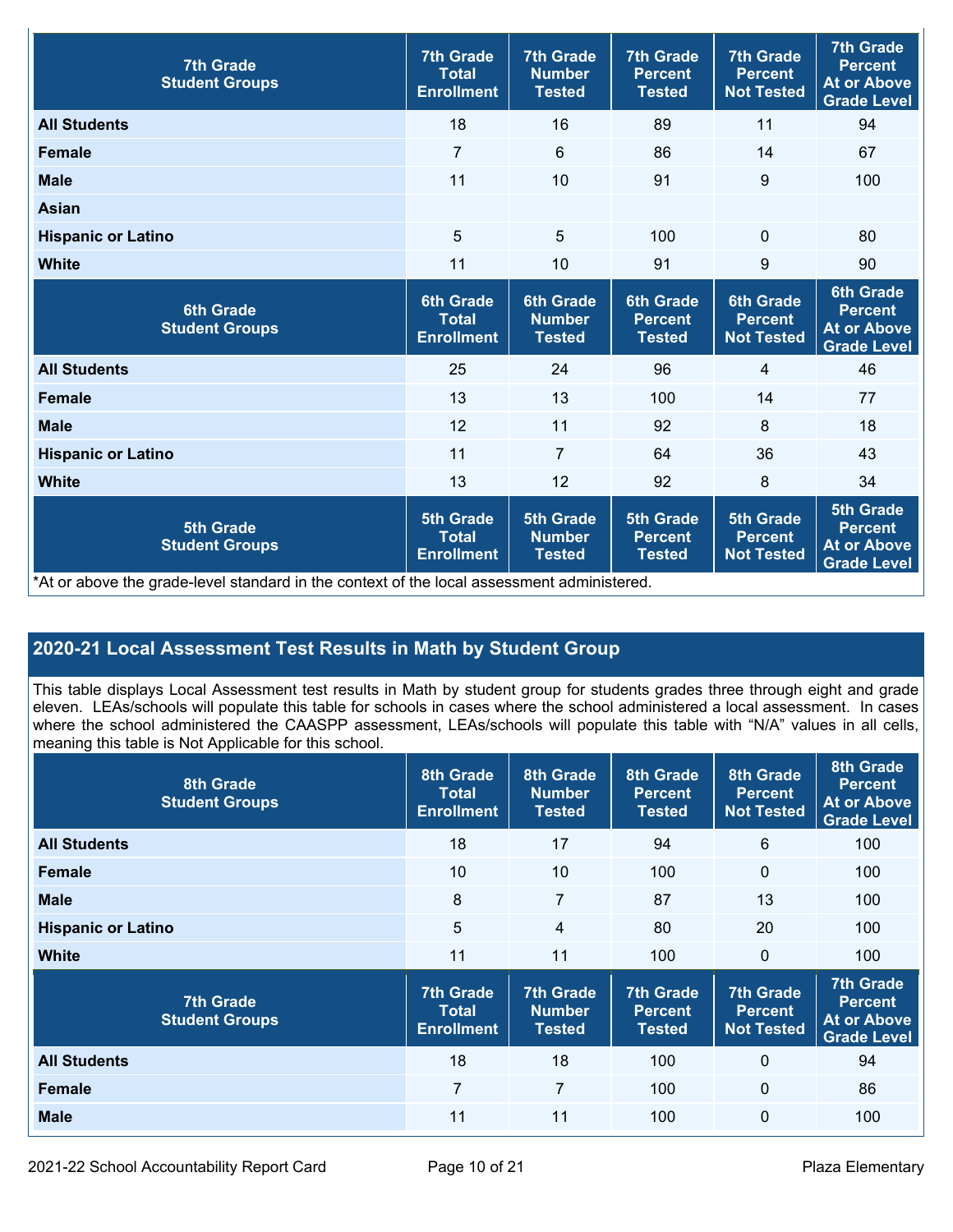| 7th Grade Student Groups | 7th Grade Total Enrollment | 7th Grade Number Tested | 7th Grade Percent Tested | 7th Grade Percent Not Tested | 7th Grade Percent At or Above Grade Level |
|---|---|---|---|---|---|
| All Students | 18 | 16 | 89 | 11 | 94 |
| Female | 7 | 6 | 86 | 14 | 67 |
| Male | 11 | 10 | 91 | 9 | 100 |
| Asian | | | | | |
| Hispanic or Latino | 5 | 5 | 100 | 0 | 80 |
| White | 11 | 10 | 91 | 9 | 90 |

| 6th Grade Student Groups | 6th Grade Total Enrollment | 6th Grade Number Tested | 6th Grade Percent Tested | 6th Grade Percent Not Tested | 6th Grade Percent At or Above Grade Level |
|---|---|---|---|---|---|
| All Students | 25 | 24 | 96 | 4 | 46 |
| Female | 13 | 13 | 100 | 14 | 77 |
| Male | 12 | 11 | 92 | 8 | 18 |
| Hispanic or Latino | 11 | 7 | 64 | 36 | 43 |
| White | 13 | 12 | 92 | 8 | 34 |

| 5th Grade Student Groups | 5th Grade Total Enrollment | 5th Grade Number Tested | 5th Grade Percent Tested | 5th Grade Percent Not Tested | 5th Grade Percent At or Above Grade Level |
|---|---|---|---|---|---|

*At or above the grade-level standard in the context of the local assessment administered.

## 2020-21 Local Assessment Test Results in Math by Student Group

This table displays Local Assessment test results in Math by student group for students grades three through eight and grade eleven. LEAs/schools will populate this table for schools in cases where the school administered a local assessment. In cases where the school administered the CAASPP assessment, LEAs/schools will populate this table with "N/A" values in all cells, meaning this table is Not Applicable for this school.

| 8th Grade Student Groups | 8th Grade Total Enrollment | 8th Grade Number Tested | 8th Grade Percent Tested | 8th Grade Percent Not Tested | 8th Grade Percent At or Above Grade Level |
|---|---|---|---|---|---|
| All Students | 18 | 17 | 94 | 6 | 100 |
| Female | 10 | 10 | 100 | 0 | 100 |
| Male | 8 | 7 | 87 | 13 | 100 |
| Hispanic or Latino | 5 | 4 | 80 | 20 | 100 |
| White | 11 | 11 | 100 | 0 | 100 |

| 7th Grade Student Groups | 7th Grade Total Enrollment | 7th Grade Number Tested | 7th Grade Percent Tested | 7th Grade Percent Not Tested | 7th Grade Percent At or Above Grade Level |
|---|---|---|---|---|---|
| All Students | 18 | 18 | 100 | 0 | 94 |
| Female | 7 | 7 | 100 | 0 | 86 |
| Male | 11 | 11 | 100 | 0 | 100 |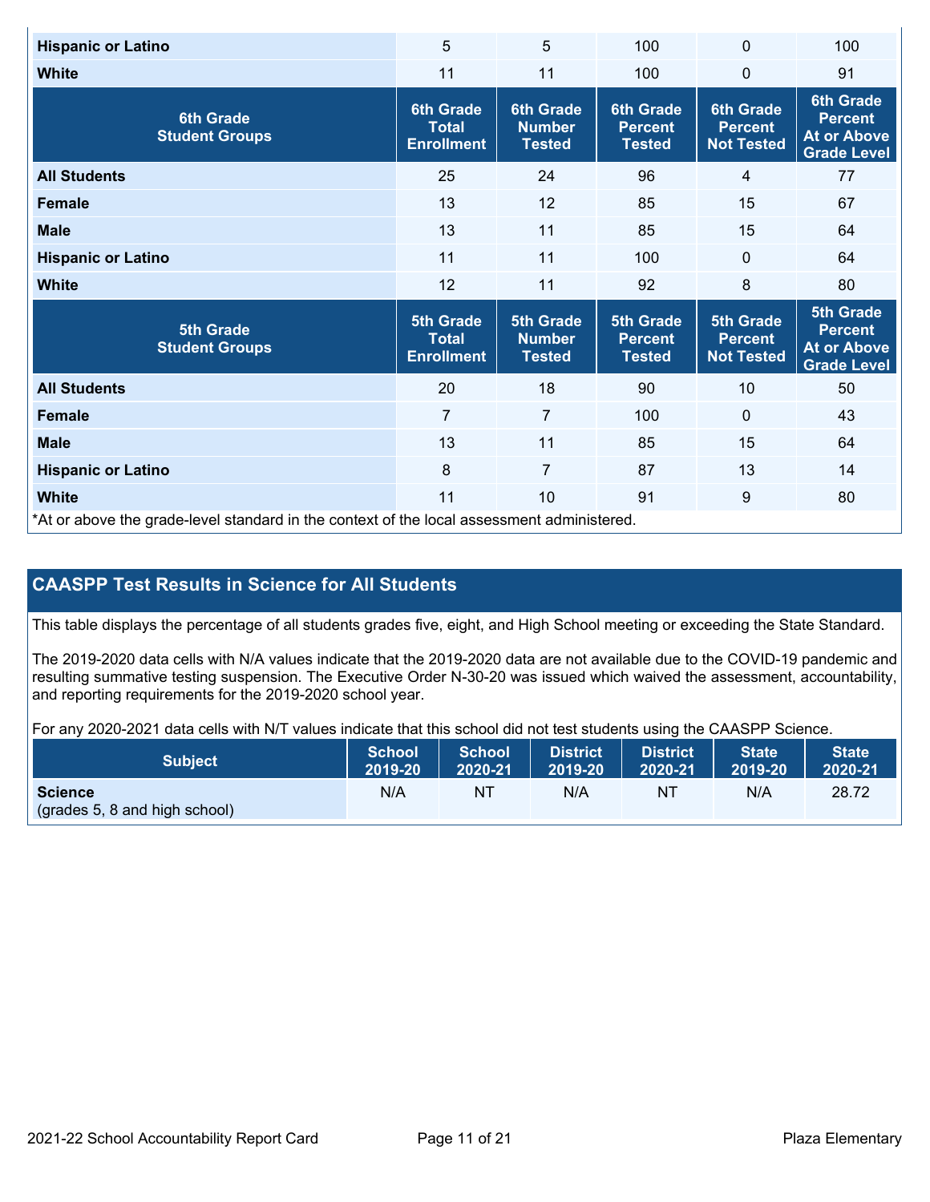| | | | | | |
|---|---|---|---|---|---|
| **Hispanic or Latino** | 5 | 5 | 100 | 0 | 100 |
| **White** | 11 | 11 | 100 | 0 | 91 |

| 6th Grade Student Groups | 6th Grade Total Enrollment | 6th Grade Number Tested | 6th Grade Percent Tested | 6th Grade Percent Not Tested | 6th Grade Percent At or Above Grade Level |
|---|---|---|---|---|---|
| **All Students** | 25 | 24 | 96 | 4 | 77 |
| **Female** | 13 | 12 | 85 | 15 | 67 |
| **Male** | 13 | 11 | 85 | 15 | 64 |
| **Hispanic or Latino** | 11 | 11 | 100 | 0 | 64 |
| **White** | 12 | 11 | 92 | 8 | 80 |

| 5th Grade Student Groups | 5th Grade Total Enrollment | 5th Grade Number Tested | 5th Grade Percent Tested | 5th Grade Percent Not Tested | 5th Grade Percent At or Above Grade Level |
|---|---|---|---|---|---|
| **All Students** | 20 | 18 | 90 | 10 | 50 |
| **Female** | 7 | 7 | 100 | 0 | 43 |
| **Male** | 13 | 11 | 85 | 15 | 64 |
| **Hispanic or Latino** | 8 | 7 | 87 | 13 | 14 |
| **White** | 11 | 10 | 91 | 9 | 80 |

*At or above the grade-level standard in the context of the local assessment administered.

## CAASPP Test Results in Science for All Students

This table displays the percentage of all students grades five, eight, and High School meeting or exceeding the State Standard.

The 2019-2020 data cells with N/A values indicate that the 2019-2020 data are not available due to the COVID-19 pandemic and resulting summative testing suspension. The Executive Order N-30-20 was issued which waived the assessment, accountability, and reporting requirements for the 2019-2020 school year.

For any 2020-2021 data cells with N/T values indicate that this school did not test students using the CAASPP Science.

| Subject | School 2019-20 | School 2020-21 | District 2019-20 | District 2020-21 | State 2019-20 | State 2020-21 |
|---|---|---|---|---|---|---|
| **Science** (grades 5, 8 and high school) | N/A | NT | N/A | NT | N/A | 28.72 |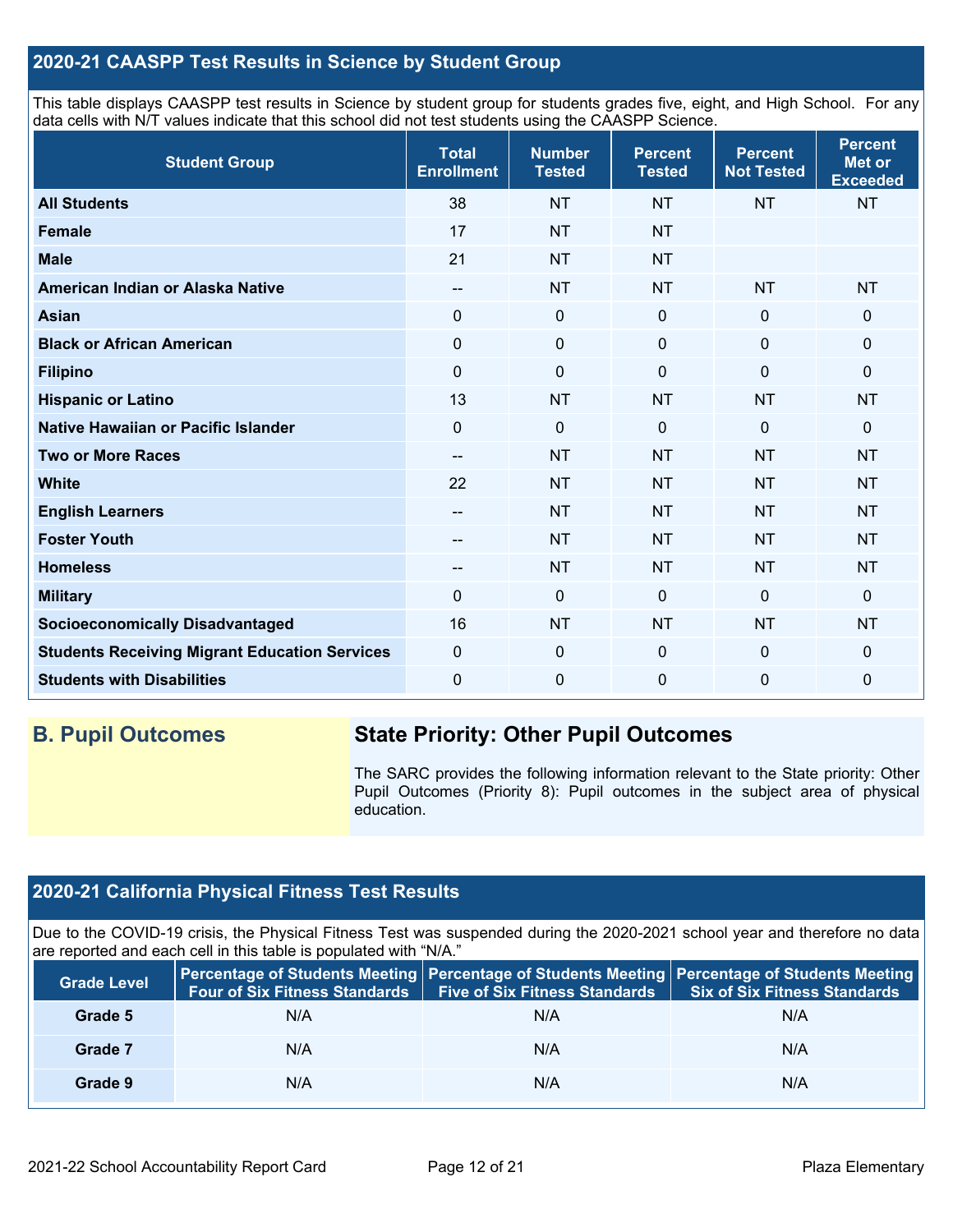## 2020-21 CAASPP Test Results in Science by Student Group

This table displays CAASPP test results in Science by student group for students grades five, eight, and High School. For any data cells with N/T values indicate that this school did not test students using the CAASPP Science.

| Student Group | Total Enrollment | Number Tested | Percent Tested | Percent Not Tested | Percent Met or Exceeded |
|---|---|---|---|---|---|
| All Students | 38 | NT | NT | NT | NT |
| Female | 17 | NT | NT | | |
| Male | 21 | NT | NT | | |
| American Indian or Alaska Native | -- | NT | NT | NT | NT |
| Asian | 0 | 0 | 0 | 0 | 0 |
| Black or African American | 0 | 0 | 0 | 0 | 0 |
| Filipino | 0 | 0 | 0 | 0 | 0 |
| Hispanic or Latino | 13 | NT | NT | NT | NT |
| Native Hawaiian or Pacific Islander | 0 | 0 | 0 | 0 | 0 |
| Two or More Races | -- | NT | NT | NT | NT |
| White | 22 | NT | NT | NT | NT |
| English Learners | -- | NT | NT | NT | NT |
| Foster Youth | -- | NT | NT | NT | NT |
| Homeless | -- | NT | NT | NT | NT |
| Military | 0 | 0 | 0 | 0 | 0 |
| Socioeconomically Disadvantaged | 16 | NT | NT | NT | NT |
| Students Receiving Migrant Education Services | 0 | 0 | 0 | 0 | 0 |
| Students with Disabilities | 0 | 0 | 0 | 0 | 0 |

## B. Pupil Outcomes

### State Priority: Other Pupil Outcomes

The SARC provides the following information relevant to the State priority: Other Pupil Outcomes (Priority 8): Pupil outcomes in the subject area of physical education.

## 2020-21 California Physical Fitness Test Results

Due to the COVID-19 crisis, the Physical Fitness Test was suspended during the 2020-2021 school year and therefore no data are reported and each cell in this table is populated with "N/A."

| Grade Level | Percentage of Students Meeting Four of Six Fitness Standards | Percentage of Students Meeting Five of Six Fitness Standards | Percentage of Students Meeting Six of Six Fitness Standards |
|---|---|---|---|
| Grade 5 | N/A | N/A | N/A |
| Grade 7 | N/A | N/A | N/A |
| Grade 9 | N/A | N/A | N/A |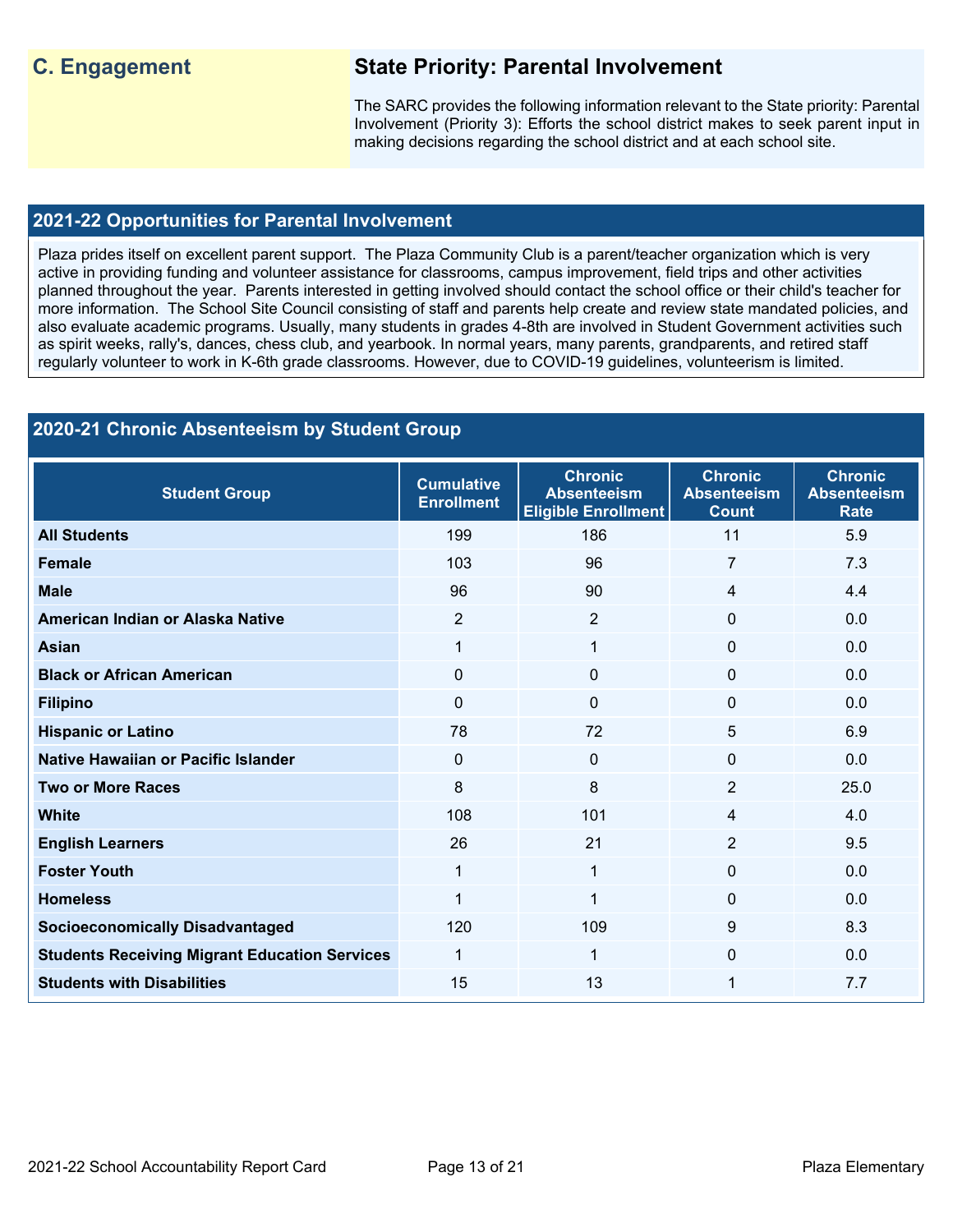## C. Engagement

## State Priority: Parental Involvement

The SARC provides the following information relevant to the State priority: Parental Involvement (Priority 3): Efforts the school district makes to seek parent input in making decisions regarding the school district and at each school site.

### 2021-22 Opportunities for Parental Involvement

Plaza prides itself on excellent parent support. The Plaza Community Club is a parent/teacher organization which is very active in providing funding and volunteer assistance for classrooms, campus improvement, field trips and other activities planned throughout the year. Parents interested in getting involved should contact the school office or their child's teacher for more information. The School Site Council consisting of staff and parents help create and review state mandated policies, and also evaluate academic programs. Usually, many students in grades 4-8th are involved in Student Government activities such as spirit weeks, rally's, dances, chess club, and yearbook. In normal years, many parents, grandparents, and retired staff regularly volunteer to work in K-6th grade classrooms. However, due to COVID-19 guidelines, volunteerism is limited.

### 2020-21 Chronic Absenteeism by Student Group

| Student Group | Cumulative Enrollment | Chronic Absenteeism Eligible Enrollment | Chronic Absenteeism Count | Chronic Absenteeism Rate |
|---|---|---|---|---|
| **All Students** | 199 | 186 | 11 | 5.9 |
| **Female** | 103 | 96 | 7 | 7.3 |
| **Male** | 96 | 90 | 4 | 4.4 |
| **American Indian or Alaska Native** | 2 | 2 | 0 | 0.0 |
| **Asian** | 1 | 1 | 0 | 0.0 |
| **Black or African American** | 0 | 0 | 0 | 0.0 |
| **Filipino** | 0 | 0 | 0 | 0.0 |
| **Hispanic or Latino** | 78 | 72 | 5 | 6.9 |
| **Native Hawaiian or Pacific Islander** | 0 | 0 | 0 | 0.0 |
| **Two or More Races** | 8 | 8 | 2 | 25.0 |
| **White** | 108 | 101 | 4 | 4.0 |
| **English Learners** | 26 | 21 | 2 | 9.5 |
| **Foster Youth** | 1 | 1 | 0 | 0.0 |
| **Homeless** | 1 | 1 | 0 | 0.0 |
| **Socioeconomically Disadvantaged** | 120 | 109 | 9 | 8.3 |
| **Students Receiving Migrant Education Services** | 1 | 1 | 0 | 0.0 |
| **Students with Disabilities** | 15 | 13 | 1 | 7.7 |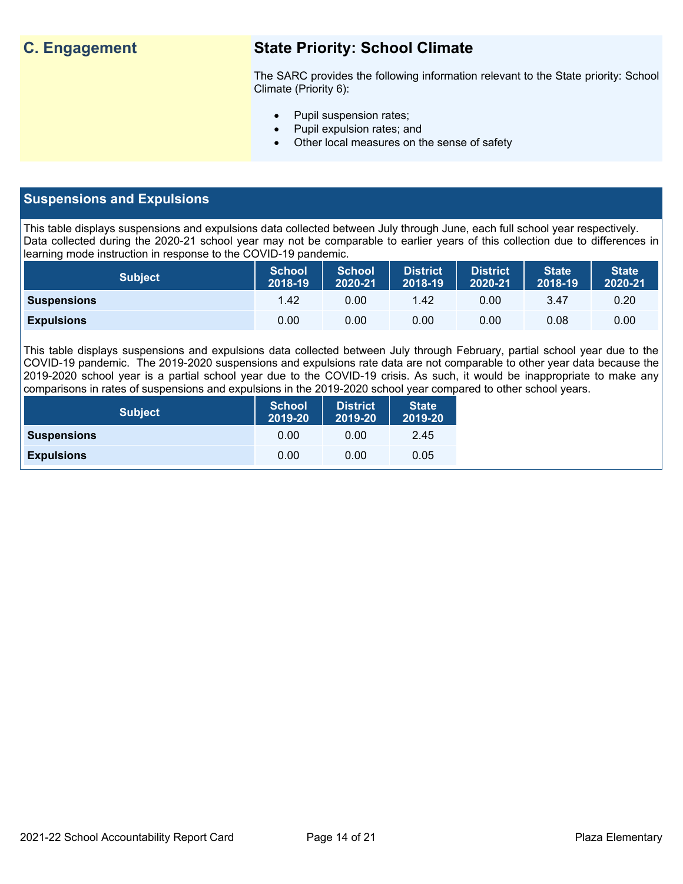## C. Engagement

### State Priority: School Climate

The SARC provides the following information relevant to the State priority: School Climate (Priority 6):

- Pupil suspension rates;
- Pupil expulsion rates; and
- Other local measures on the sense of safety

## Suspensions and Expulsions

This table displays suspensions and expulsions data collected between July through June, each full school year respectively. Data collected during the 2020-21 school year may not be comparable to earlier years of this collection due to differences in learning mode instruction in response to the COVID-19 pandemic.

| Subject | School 2018-19 | School 2020-21 | District 2018-19 | District 2020-21 | State 2018-19 | State 2020-21 |
|---|---|---|---|---|---|---|
| **Suspensions** | 1.42 | 0.00 | 1.42 | 0.00 | 3.47 | 0.20 |
| **Expulsions** | 0.00 | 0.00 | 0.00 | 0.00 | 0.08 | 0.00 |

This table displays suspensions and expulsions data collected between July through February, partial school year due to the COVID-19 pandemic. The 2019-2020 suspensions and expulsions rate data are not comparable to other year data because the 2019-2020 school year is a partial school year due to the COVID-19 crisis. As such, it would be inappropriate to make any comparisons in rates of suspensions and expulsions in the 2019-2020 school year compared to other school years.

| Subject | School 2019-20 | District 2019-20 | State 2019-20 |
|---|---|---|---|
| **Suspensions** | 0.00 | 0.00 | 2.45 |
| **Expulsions** | 0.00 | 0.00 | 0.05 |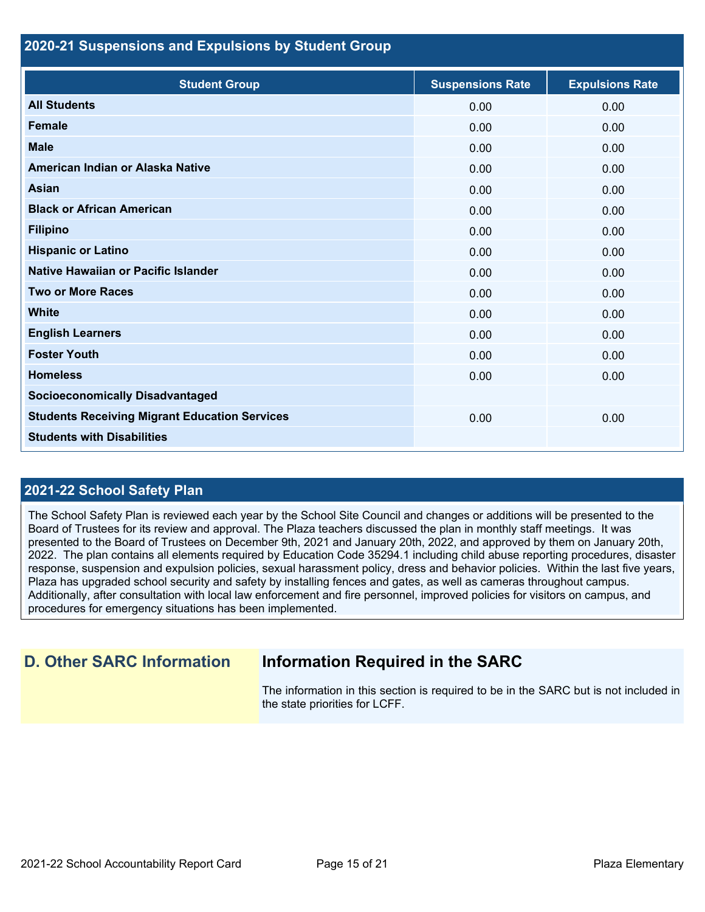## 2020-21 Suspensions and Expulsions by Student Group

| Student Group | Suspensions Rate | Expulsions Rate |
| --- | --- | --- |
| **All Students** | 0.00 | 0.00 |
| **Female** | 0.00 | 0.00 |
| **Male** | 0.00 | 0.00 |
| **American Indian or Alaska Native** | 0.00 | 0.00 |
| **Asian** | 0.00 | 0.00 |
| **Black or African American** | 0.00 | 0.00 |
| **Filipino** | 0.00 | 0.00 |
| **Hispanic or Latino** | 0.00 | 0.00 |
| **Native Hawaiian or Pacific Islander** | 0.00 | 0.00 |
| **Two or More Races** | 0.00 | 0.00 |
| **White** | 0.00 | 0.00 |
| **English Learners** | 0.00 | 0.00 |
| **Foster Youth** | 0.00 | 0.00 |
| **Homeless** | 0.00 | 0.00 |
| **Socioeconomically Disadvantaged** | | |
| **Students Receiving Migrant Education Services** | 0.00 | 0.00 |
| **Students with Disabilities** | | |

## 2021-22 School Safety Plan

The School Safety Plan is reviewed each year by the School Site Council and changes or additions will be presented to the Board of Trustees for its review and approval. The Plaza teachers discussed the plan in monthly staff meetings. It was presented to the Board of Trustees on December 9th, 2021 and January 20th, 2022, and approved by them on January 20th, 2022. The plan contains all elements required by Education Code 35294.1 including child abuse reporting procedures, disaster response, suspension and expulsion policies, sexual harassment policy, dress and behavior policies. Within the last five years, Plaza has upgraded school security and safety by installing fences and gates, as well as cameras throughout campus. Additionally, after consultation with local law enforcement and fire personnel, improved policies for visitors on campus, and procedures for emergency situations has been implemented.

## D. Other SARC Information

### Information Required in the SARC

The information in this section is required to be in the SARC but is not included in the state priorities for LCFF.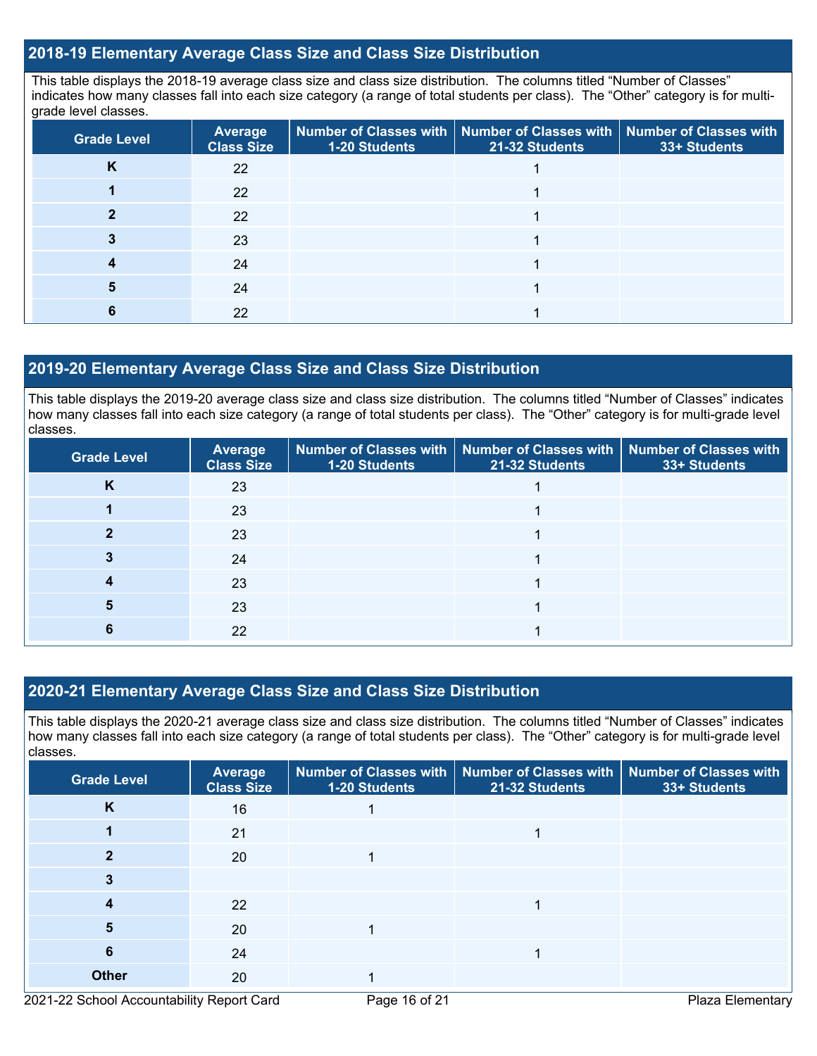## 2018-19 Elementary Average Class Size and Class Size Distribution

This table displays the 2018-19 average class size and class size distribution. The columns titled "Number of Classes" indicates how many classes fall into each size category (a range of total students per class). The "Other" category is for multi-grade level classes.

| Grade Level | Average Class Size | Number of Classes with 1-20 Students | Number of Classes with 21-32 Students | Number of Classes with 33+ Students |
|---|---|---|---|---|
| K | 22 | | 1 | |
| 1 | 22 | | 1 | |
| 2 | 22 | | 1 | |
| 3 | 23 | | 1 | |
| 4 | 24 | | 1 | |
| 5 | 24 | | 1 | |
| 6 | 22 | | 1 | |

## 2019-20 Elementary Average Class Size and Class Size Distribution

This table displays the 2019-20 average class size and class size distribution. The columns titled "Number of Classes" indicates how many classes fall into each size category (a range of total students per class). The "Other" category is for multi-grade level classes.

| Grade Level | Average Class Size | Number of Classes with 1-20 Students | Number of Classes with 21-32 Students | Number of Classes with 33+ Students |
|---|---|---|---|---|
| K | 23 | | 1 | |
| 1 | 23 | | 1 | |
| 2 | 23 | | 1 | |
| 3 | 24 | | 1 | |
| 4 | 23 | | 1 | |
| 5 | 23 | | 1 | |
| 6 | 22 | | 1 | |

## 2020-21 Elementary Average Class Size and Class Size Distribution

This table displays the 2020-21 average class size and class size distribution. The columns titled "Number of Classes" indicates how many classes fall into each size category (a range of total students per class). The "Other" category is for multi-grade level classes.

| Grade Level | Average Class Size | Number of Classes with 1-20 Students | Number of Classes with 21-32 Students | Number of Classes with 33+ Students |
|---|---|---|---|---|
| K | 16 | 1 | | |
| 1 | 21 | | 1 | |
| 2 | 20 | 1 | | |
| 3 | | | | |
| 4 | 22 | | 1 | |
| 5 | 20 | 1 | | |
| 6 | 24 | | 1 | |
| Other | 20 | 1 | | |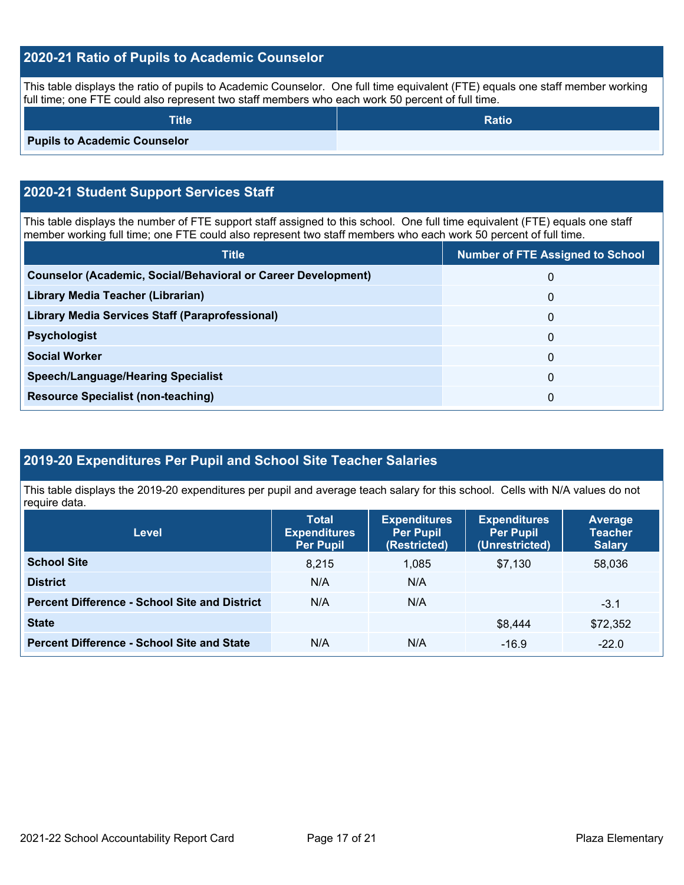## 2020-21 Ratio of Pupils to Academic Counselor

This table displays the ratio of pupils to Academic Counselor. One full time equivalent (FTE) equals one staff member working full time; one FTE could also represent two staff members who each work 50 percent of full time.

| Title | Ratio |
|---|---|
| **Pupils to Academic Counselor** | |

## 2020-21 Student Support Services Staff

This table displays the number of FTE support staff assigned to this school. One full time equivalent (FTE) equals one staff member working full time; one FTE could also represent two staff members who each work 50 percent of full time.

| Title | Number of FTE Assigned to School |
|---|---|
| **Counselor (Academic, Social/Behavioral or Career Development)** | 0 |
| **Library Media Teacher (Librarian)** | 0 |
| **Library Media Services Staff (Paraprofessional)** | 0 |
| **Psychologist** | 0 |
| **Social Worker** | 0 |
| **Speech/Language/Hearing Specialist** | 0 |
| **Resource Specialist (non-teaching)** | 0 |

## 2019-20 Expenditures Per Pupil and School Site Teacher Salaries

This table displays the 2019-20 expenditures per pupil and average teach salary for this school. Cells with N/A values do not require data.

| Level | Total Expenditures Per Pupil | Expenditures Per Pupil (Restricted) | Expenditures Per Pupil (Unrestricted) | Average Teacher Salary |
|---|---|---|---|---|
| **School Site** | 8,215 | 1,085 | $7,130 | 58,036 |
| **District** | N/A | N/A | | |
| **Percent Difference - School Site and District** | N/A | N/A | | -3.1 |
| **State** | | | $8,444 | $72,352 |
| **Percent Difference - School Site and State** | N/A | N/A | -16.9 | -22.0 |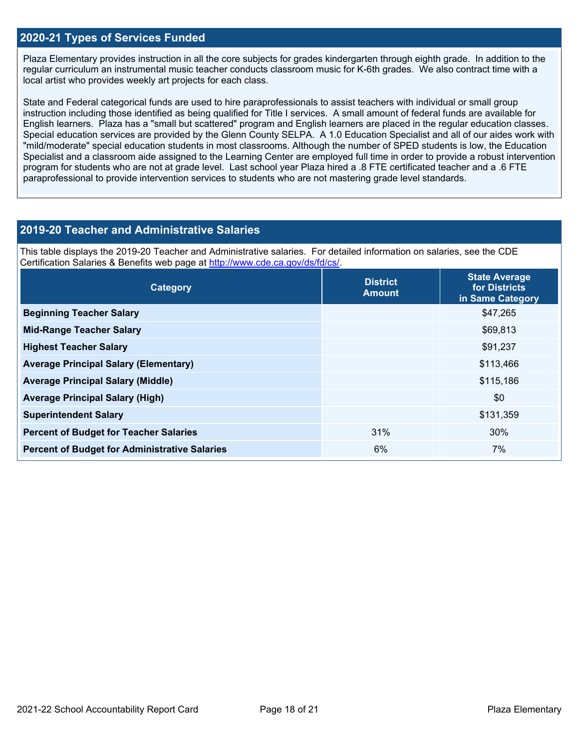## 2020-21 Types of Services Funded

Plaza Elementary provides instruction in all the core subjects for grades kindergarten through eighth grade. In addition to the regular curriculum an instrumental music teacher conducts classroom music for K-6th grades. We also contract time with a local artist who provides weekly art projects for each class.

State and Federal categorical funds are used to hire paraprofessionals to assist teachers with individual or small group instruction including those identified as being qualified for Title I services. A small amount of federal funds are available for English learners. Plaza has a "small but scattered" program and English learners are placed in the regular education classes. Special education services are provided by the Glenn County SELPA. A 1.0 Education Specialist and all of our aides work with "mild/moderate" special education students in most classrooms. Although the number of SPED students is low, the Education Specialist and a classroom aide assigned to the Learning Center are employed full time in order to provide a robust intervention program for students who are not at grade level. Last school year Plaza hired a .8 FTE certificated teacher and a .6 FTE paraprofessional to provide intervention services to students who are not mastering grade level standards.

## 2019-20 Teacher and Administrative Salaries

This table displays the 2019-20 Teacher and Administrative salaries. For detailed information on salaries, see the CDE Certification Salaries & Benefits web page at http://www.cde.ca.gov/ds/fd/cs/.

| Category | District Amount | State Average for Districts in Same Category |
|---|---|---|
| Beginning Teacher Salary | | $47,265 |
| Mid-Range Teacher Salary | | $69,813 |
| Highest Teacher Salary | | $91,237 |
| Average Principal Salary (Elementary) | | $113,466 |
| Average Principal Salary (Middle) | | $115,186 |
| Average Principal Salary (High) | | $0 |
| Superintendent Salary | | $131,359 |
| Percent of Budget for Teacher Salaries | 31% | 30% |
| Percent of Budget for Administrative Salaries | 6% | 7% |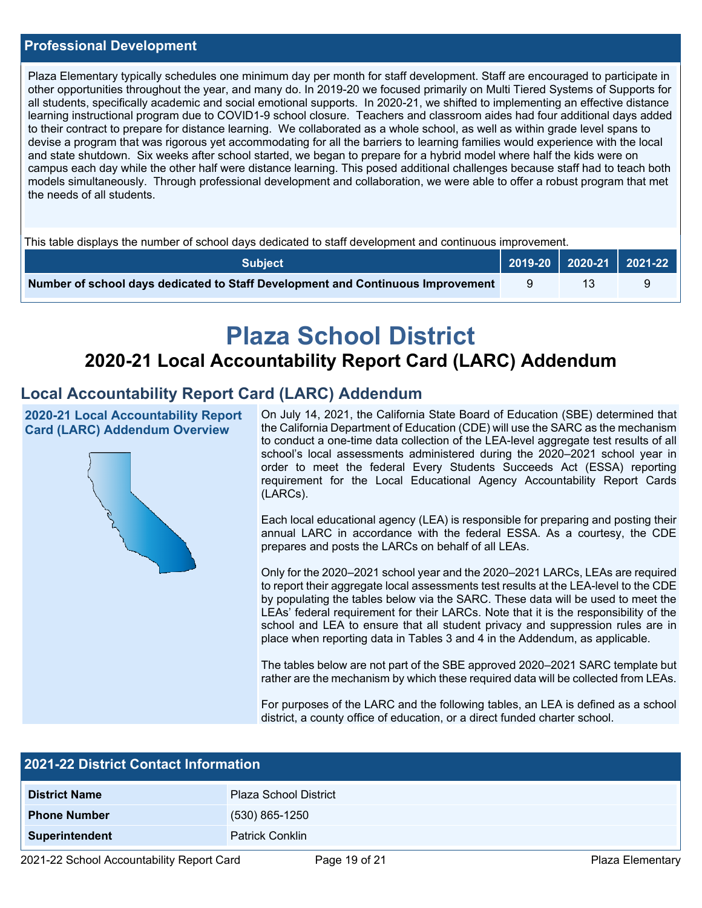## Professional Development

Plaza Elementary typically schedules one minimum day per month for staff development. Staff are encouraged to participate in other opportunities throughout the year, and many do. In 2019-20 we focused primarily on Multi Tiered Systems of Supports for all students, specifically academic and social emotional supports. In 2020-21, we shifted to implementing an effective distance learning instructional program due to COVID1-9 school closure. Teachers and classroom aides had four additional days added to their contract to prepare for distance learning. We collaborated as a whole school, as well as within grade level spans to devise a program that was rigorous yet accommodating for all the barriers to learning families would experience with the local and state shutdown. Six weeks after school started, we began to prepare for a hybrid model where half the kids were on campus each day while the other half were distance learning. This posed additional challenges because staff had to teach both models simultaneously. Through professional development and collaboration, we were able to offer a robust program that met the needs of all students.

This table displays the number of school days dedicated to staff development and continuous improvement.

| Subject | 2019-20 | 2020-21 | 2021-22 |
|---|---|---|---|
| **Number of school days dedicated to Staff Development and Continuous Improvement** | 9 | 13 | 9 |

# Plaza School District

## 2020-21 Local Accountability Report Card (LARC) Addendum

## Local Accountability Report Card (LARC) Addendum

### 2020-21 Local Accountability Report Card (LARC) Addendum Overview

On July 14, 2021, the California State Board of Education (SBE) determined that the California Department of Education (CDE) will use the SARC as the mechanism to conduct a one-time data collection of the LEA-level aggregate test results of all school's local assessments administered during the 2020–2021 school year in order to meet the federal Every Students Succeeds Act (ESSA) reporting requirement for the Local Educational Agency Accountability Report Cards (LARCs).

Each local educational agency (LEA) is responsible for preparing and posting their annual LARC in accordance with the federal ESSA. As a courtesy, the CDE prepares and posts the LARCs on behalf of all LEAs.

Only for the 2020–2021 school year and the 2020–2021 LARCs, LEAs are required to report their aggregate local assessments test results at the LEA-level to the CDE by populating the tables below via the SARC. These data will be used to meet the LEAs' federal requirement for their LARCs. Note that it is the responsibility of the school and LEA to ensure that all student privacy and suppression rules are in place when reporting data in Tables 3 and 4 in the Addendum, as applicable.

The tables below are not part of the SBE approved 2020–2021 SARC template but rather are the mechanism by which these required data will be collected from LEAs.

For purposes of the LARC and the following tables, an LEA is defined as a school district, a county office of education, or a direct funded charter school.

## 2021-22 District Contact Information

| | |
|---|---|
| **District Name** | Plaza School District |
| **Phone Number** | (530) 865-1250 |
| **Superintendent** | Patrick Conklin |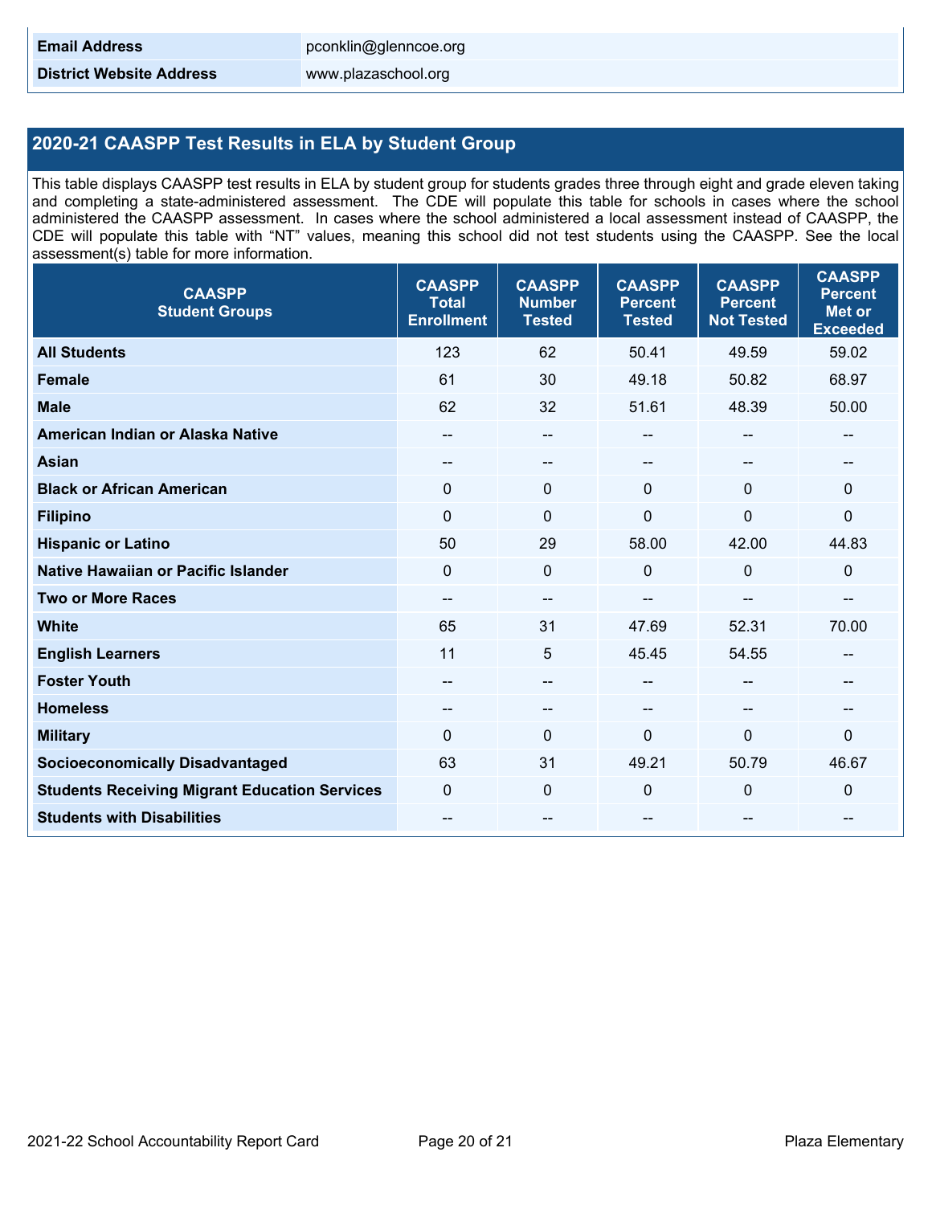| | |
|---|---|
| **Email Address** | pconklin@glenncoe.org |
| **District Website Address** | www.plazaschool.org |

## 2020-21 CAASPP Test Results in ELA by Student Group

This table displays CAASPP test results in ELA by student group for students grades three through eight and grade eleven taking and completing a state-administered assessment. The CDE will populate this table for schools in cases where the school administered the CAASPP assessment. In cases where the school administered a local assessment instead of CAASPP, the CDE will populate this table with "NT" values, meaning this school did not test students using the CAASPP. See the local assessment(s) table for more information.

| CAASPP Student Groups | CAASPP Total Enrollment | CAASPP Number Tested | CAASPP Percent Tested | CAASPP Percent Not Tested | CAASPP Percent Met or Exceeded |
|---|---|---|---|---|---|
| **All Students** | 123 | 62 | 50.41 | 49.59 | 59.02 |
| **Female** | 61 | 30 | 49.18 | 50.82 | 68.97 |
| **Male** | 62 | 32 | 51.61 | 48.39 | 50.00 |
| **American Indian or Alaska Native** | -- | -- | -- | -- | -- |
| **Asian** | -- | -- | -- | -- | -- |
| **Black or African American** | 0 | 0 | 0 | 0 | 0 |
| **Filipino** | 0 | 0 | 0 | 0 | 0 |
| **Hispanic or Latino** | 50 | 29 | 58.00 | 42.00 | 44.83 |
| **Native Hawaiian or Pacific Islander** | 0 | 0 | 0 | 0 | 0 |
| **Two or More Races** | -- | -- | -- | -- | -- |
| **White** | 65 | 31 | 47.69 | 52.31 | 70.00 |
| **English Learners** | 11 | 5 | 45.45 | 54.55 | -- |
| **Foster Youth** | -- | -- | -- | -- | -- |
| **Homeless** | -- | -- | -- | -- | -- |
| **Military** | 0 | 0 | 0 | 0 | 0 |
| **Socioeconomically Disadvantaged** | 63 | 31 | 49.21 | 50.79 | 46.67 |
| **Students Receiving Migrant Education Services** | 0 | 0 | 0 | 0 | 0 |
| **Students with Disabilities** | -- | -- | -- | -- | -- |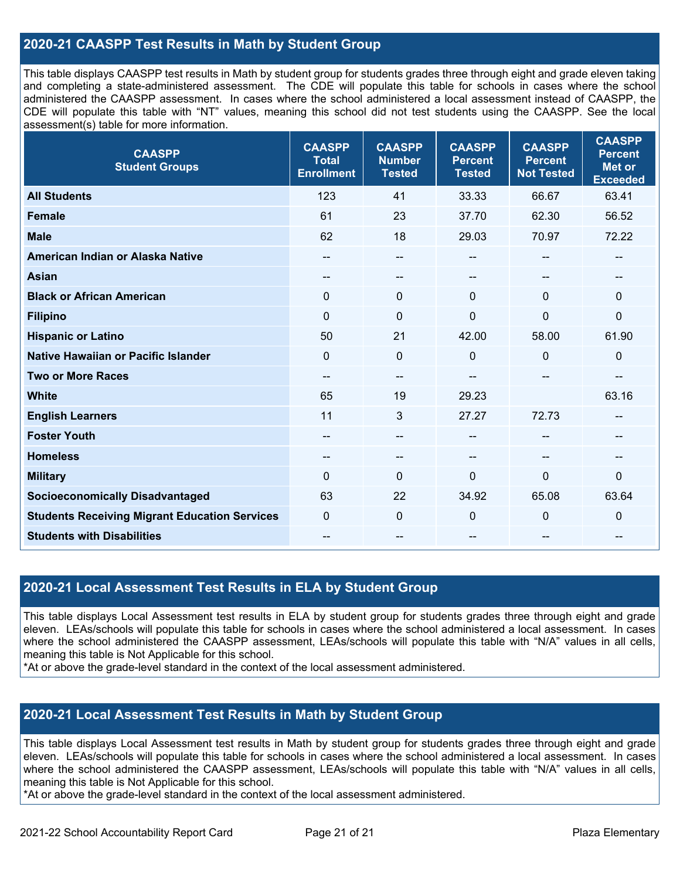## 2020-21 CAASPP Test Results in Math by Student Group

This table displays CAASPP test results in Math by student group for students grades three through eight and grade eleven taking and completing a state-administered assessment. The CDE will populate this table for schools in cases where the school administered the CAASPP assessment. In cases where the school administered a local assessment instead of CAASPP, the CDE will populate this table with "NT" values, meaning this school did not test students using the CAASPP. See the local assessment(s) table for more information.

| CAASPP Student Groups | CAASPP Total Enrollment | CAASPP Number Tested | CAASPP Percent Tested | CAASPP Percent Not Tested | CAASPP Percent Met or Exceeded |
|---|---|---|---|---|---|
| **All Students** | 123 | 41 | 33.33 | 66.67 | 63.41 |
| **Female** | 61 | 23 | 37.70 | 62.30 | 56.52 |
| **Male** | 62 | 18 | 29.03 | 70.97 | 72.22 |
| **American Indian or Alaska Native** | -- | -- | -- | -- | -- |
| **Asian** | -- | -- | -- | -- | -- |
| **Black or African American** | 0 | 0 | 0 | 0 | 0 |
| **Filipino** | 0 | 0 | 0 | 0 | 0 |
| **Hispanic or Latino** | 50 | 21 | 42.00 | 58.00 | 61.90 |
| **Native Hawaiian or Pacific Islander** | 0 | 0 | 0 | 0 | 0 |
| **Two or More Races** | -- | -- | -- | -- | -- |
| **White** | 65 | 19 | 29.23 | | 63.16 |
| **English Learners** | 11 | 3 | 27.27 | 72.73 | -- |
| **Foster Youth** | -- | -- | -- | -- | -- |
| **Homeless** | -- | -- | -- | -- | -- |
| **Military** | 0 | 0 | 0 | 0 | 0 |
| **Socioeconomically Disadvantaged** | 63 | 22 | 34.92 | 65.08 | 63.64 |
| **Students Receiving Migrant Education Services** | 0 | 0 | 0 | 0 | 0 |
| **Students with Disabilities** | -- | -- | -- | -- | -- |

## 2020-21 Local Assessment Test Results in ELA by Student Group

This table displays Local Assessment test results in ELA by student group for students grades three through eight and grade eleven. LEAs/schools will populate this table for schools in cases where the school administered a local assessment. In cases where the school administered the CAASPP assessment, LEAs/schools will populate this table with "N/A" values in all cells, meaning this table is Not Applicable for this school.
*At or above the grade-level standard in the context of the local assessment administered.

## 2020-21 Local Assessment Test Results in Math by Student Group

This table displays Local Assessment test results in Math by student group for students grades three through eight and grade eleven. LEAs/schools will populate this table for schools in cases where the school administered a local assessment. In cases where the school administered the CAASPP assessment, LEAs/schools will populate this table with "N/A" values in all cells, meaning this table is Not Applicable for this school.
*At or above the grade-level standard in the context of the local assessment administered.